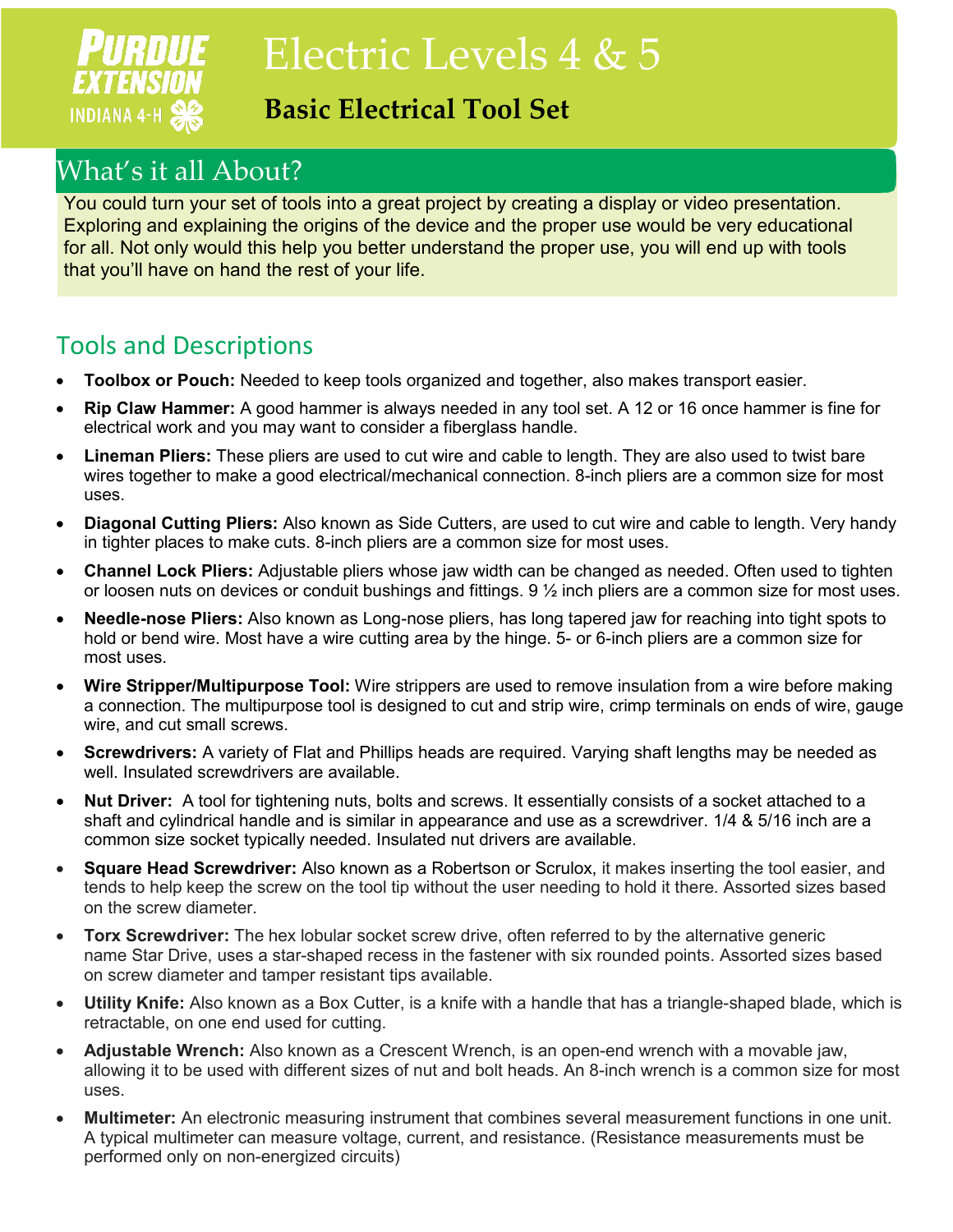# Electric Levels 4 & 5

## Basic Electrical Tool Set

PURDUE EXTENSION
INDIANA 4-H

## What's it all About?

You could turn your set of tools into a great project by creating a display or video presentation. Exploring and explaining the origins of the device and the proper use would be very educational for all. Not only would this help you better understand the proper use, you will end up with tools that you'll have on hand the rest of your life.

## Tools and Descriptions

- **Toolbox or Pouch:** Needed to keep tools organized and together, also makes transport easier.
- **Rip Claw Hammer:** A good hammer is always needed in any tool set. A 12 or 16 once hammer is fine for electrical work and you may want to consider a fiberglass handle.
- **Lineman Pliers:** These pliers are used to cut wire and cable to length. They are also used to twist bare wires together to make a good electrical/mechanical connection. 8-inch pliers are a common size for most uses.
- **Diagonal Cutting Pliers:** Also known as Side Cutters, are used to cut wire and cable to length. Very handy in tighter places to make cuts. 8-inch pliers are a common size for most uses.
- **Channel Lock Pliers:** Adjustable pliers whose jaw width can be changed as needed. Often used to tighten or loosen nuts on devices or conduit bushings and fittings. 9 ½ inch pliers are a common size for most uses.
- **Needle-nose Pliers:** Also known as Long-nose pliers, has long tapered jaw for reaching into tight spots to hold or bend wire. Most have a wire cutting area by the hinge. 5- or 6-inch pliers are a common size for most uses.
- **Wire Stripper/Multipurpose Tool:** Wire strippers are used to remove insulation from a wire before making a connection. The multipurpose tool is designed to cut and strip wire, crimp terminals on ends of wire, gauge wire, and cut small screws.
- **Screwdrivers:** A variety of Flat and Phillips heads are required. Varying shaft lengths may be needed as well. Insulated screwdrivers are available.
- **Nut Driver:** A tool for tightening nuts, bolts and screws. It essentially consists of a socket attached to a shaft and cylindrical handle and is similar in appearance and use as a screwdriver. 1/4 & 5/16 inch are a common size socket typically needed. Insulated nut drivers are available.
- **Square Head Screwdriver:** Also known as a Robertson or Scrulox, it makes inserting the tool easier, and tends to help keep the screw on the tool tip without the user needing to hold it there. Assorted sizes based on the screw diameter.
- **Torx Screwdriver:** The hex lobular socket screw drive, often referred to by the alternative generic name Star Drive, uses a star-shaped recess in the fastener with six rounded points. Assorted sizes based on screw diameter and tamper resistant tips available.
- **Utility Knife:** Also known as a Box Cutter, is a knife with a handle that has a triangle-shaped blade, which is retractable, on one end used for cutting.
- **Adjustable Wrench:** Also known as a Crescent Wrench, is an open-end wrench with a movable jaw, allowing it to be used with different sizes of nut and bolt heads. An 8-inch wrench is a common size for most uses.
- **Multimeter:** An electronic measuring instrument that combines several measurement functions in one unit. A typical multimeter can measure voltage, current, and resistance. (Resistance measurements must be performed only on non-energized circuits)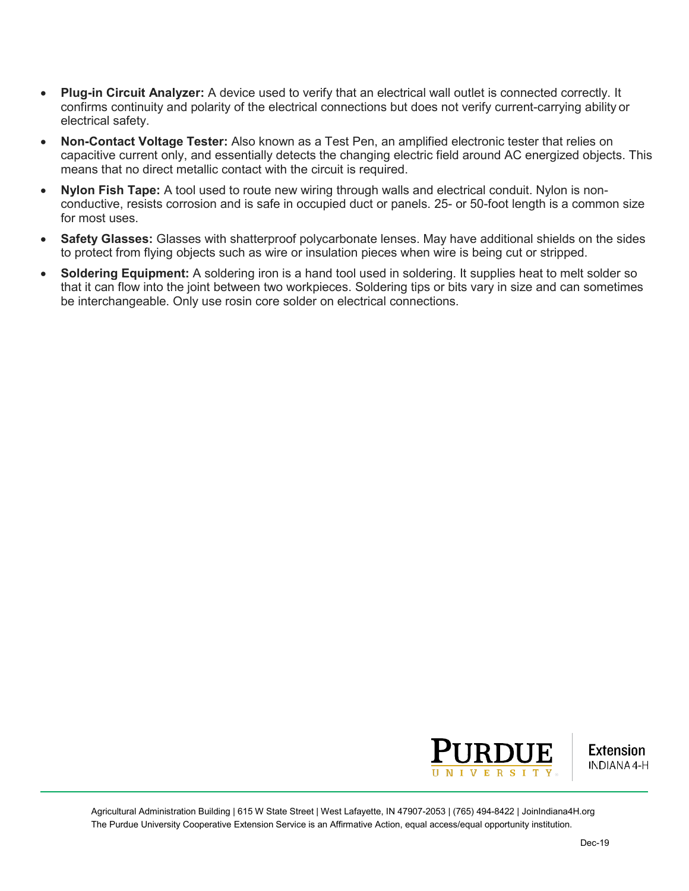- **Plug-in Circuit Analyzer:** A device used to verify that an electrical wall outlet is connected correctly. It confirms continuity and polarity of the electrical connections but does not verify current-carrying ability or electrical safety.
- **Non-Contact Voltage Tester:** Also known as a Test Pen, an amplified electronic tester that relies on capacitive current only, and essentially detects the changing electric field around AC energized objects. This means that no direct metallic contact with the circuit is required.
- **Nylon Fish Tape:** A tool used to route new wiring through walls and electrical conduit. Nylon is non-conductive, resists corrosion and is safe in occupied duct or panels. 25- or 50-foot length is a common size for most uses.
- **Safety Glasses:** Glasses with shatterproof polycarbonate lenses. May have additional shields on the sides to protect from flying objects such as wire or insulation pieces when wire is being cut or stripped.
- **Soldering Equipment:** A soldering iron is a hand tool used in soldering. It supplies heat to melt solder so that it can flow into the joint between two workpieces. Soldering tips or bits vary in size and can sometimes be interchangeable. Only use rosin core solder on electrical connections.

Purdue University Extension INDIANA 4-H

Agricultural Administration Building | 615 W State Street | West Lafayette, IN 47907-2053 | (765) 494-8422 | JoinIndiana4H.org
The Purdue University Cooperative Extension Service is an Affirmative Action, equal access/equal opportunity institution.

Dec-19